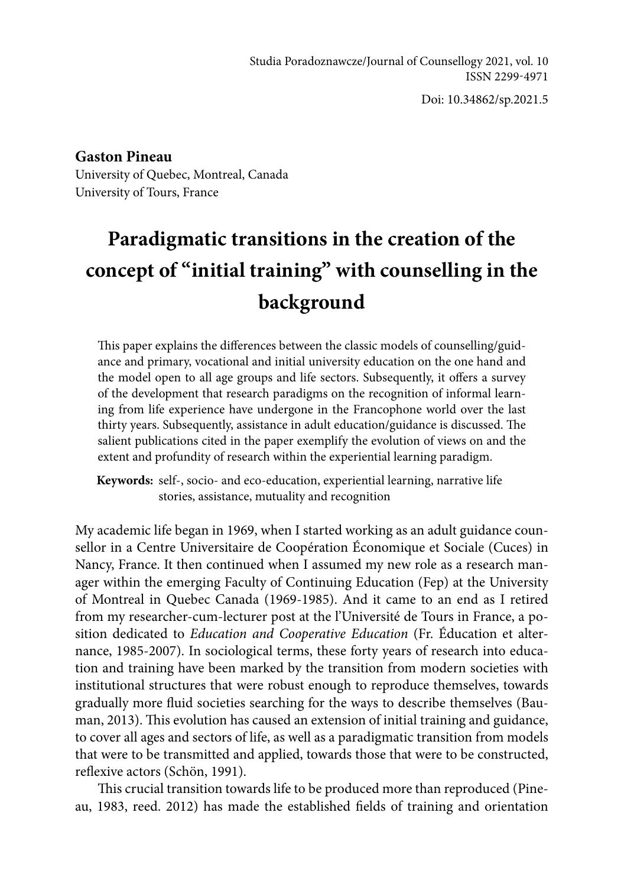Studia Poradoznawcze/Journal of Counsellogy 2021, vol. 10
ISSN 2299-4971

Doi: 10.34862/sp.2021.5

**Gaston Pineau**
University of Quebec, Montreal, Canada
University of Tours, France

# Paradigmatic transitions in the creation of the concept of "initial training" with counselling in the background

This paper explains the differences between the classic models of counselling/guidance and primary, vocational and initial university education on the one hand and the model open to all age groups and life sectors. Subsequently, it offers a survey of the development that research paradigms on the recognition of informal learning from life experience have undergone in the Francophone world over the last thirty years. Subsequently, assistance in adult education/guidance is discussed. The salient publications cited in the paper exemplify the evolution of views on and the extent and profundity of research within the experiential learning paradigm.

**Keywords:** self-, socio- and eco-education, experiential learning, narrative life stories, assistance, mutuality and recognition

My academic life began in 1969, when I started working as an adult guidance counsellor in a Centre Universitaire de Coopération Économique et Sociale (Cuces) in Nancy, France. It then continued when I assumed my new role as a research manager within the emerging Faculty of Continuing Education (Fep) at the University of Montreal in Quebec Canada (1969-1985). And it came to an end as I retired from my researcher-cum-lecturer post at the l'Université de Tours in France, a position dedicated to *Education and Cooperative Education* (Fr. Éducation et alternance, 1985-2007). In sociological terms, these forty years of research into education and training have been marked by the transition from modern societies with institutional structures that were robust enough to reproduce themselves, towards gradually more fluid societies searching for the ways to describe themselves (Bauman, 2013). This evolution has caused an extension of initial training and guidance, to cover all ages and sectors of life, as well as a paradigmatic transition from models that were to be transmitted and applied, towards those that were to be constructed, reflexive actors (Schön, 1991).

This crucial transition towards life to be produced more than reproduced (Pineau, 1983, reed. 2012) has made the established fields of training and orientation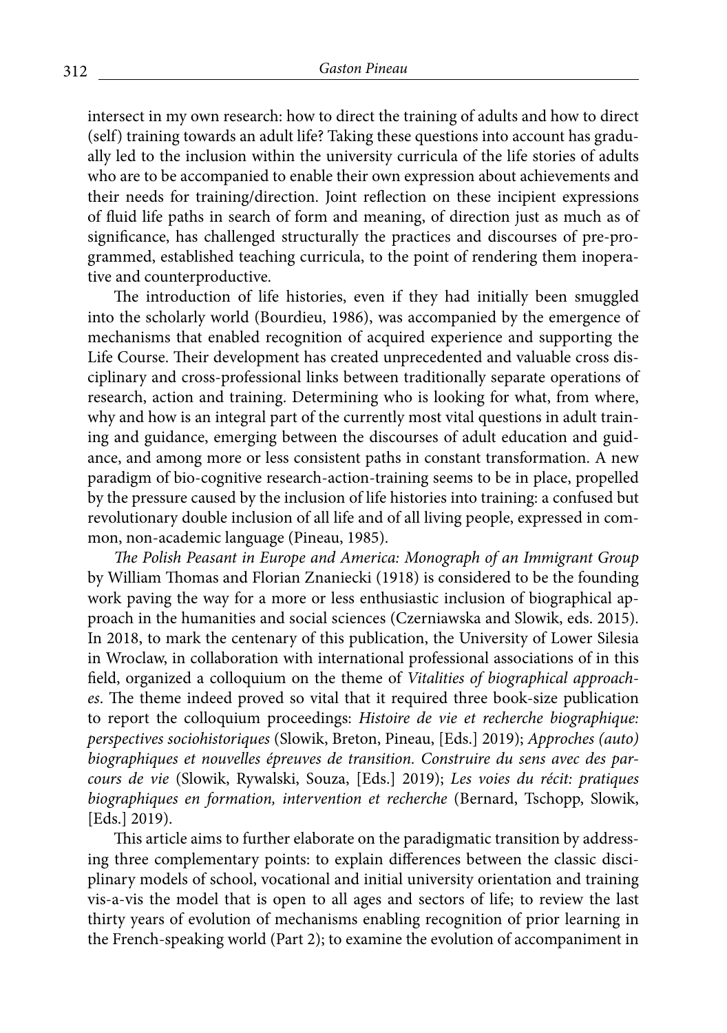intersect in my own research: how to direct the training of adults and how to direct (self) training towards an adult life? Taking these questions into account has gradually led to the inclusion within the university curricula of the life stories of adults who are to be accompanied to enable their own expression about achievements and their needs for training/direction. Joint reflection on these incipient expressions of fluid life paths in search of form and meaning, of direction just as much as of significance, has challenged structurally the practices and discourses of pre-programmed, established teaching curricula, to the point of rendering them inoperative and counterproductive.

The introduction of life histories, even if they had initially been smuggled into the scholarly world (Bourdieu, 1986), was accompanied by the emergence of mechanisms that enabled recognition of acquired experience and supporting the Life Course. Their development has created unprecedented and valuable cross disciplinary and cross-professional links between traditionally separate operations of research, action and training. Determining who is looking for what, from where, why and how is an integral part of the currently most vital questions in adult training and guidance, emerging between the discourses of adult education and guidance, and among more or less consistent paths in constant transformation. A new paradigm of bio-cognitive research-action-training seems to be in place, propelled by the pressure caused by the inclusion of life histories into training: a confused but revolutionary double inclusion of all life and of all living people, expressed in common, non-academic language (Pineau, 1985).

*The Polish Peasant in Europe and America: Monograph of an Immigrant Group* by William Thomas and Florian Znaniecki (1918) is considered to be the founding work paving the way for a more or less enthusiastic inclusion of biographical approach in the humanities and social sciences (Czerniawska and Slowik, eds. 2015). In 2018, to mark the centenary of this publication, the University of Lower Silesia in Wroclaw, in collaboration with international professional associations of in this field, organized a colloquium on the theme of *Vitalities of biographical approaches*. The theme indeed proved so vital that it required three book-size publication to report the colloquium proceedings: *Histoire de vie et recherche biographique: perspectives sociohistoriques* (Slowik, Breton, Pineau, [Eds.] 2019); *Approches (auto) biographiques et nouvelles épreuves de transition. Construire du sens avec des parcours de vie* (Slowik, Rywalski, Souza, [Eds.] 2019); *Les voies du récit: pratiques biographiques en formation, intervention et recherche* (Bernard, Tschopp, Slowik, [Eds.] 2019).

This article aims to further elaborate on the paradigmatic transition by addressing three complementary points: to explain differences between the classic disciplinary models of school, vocational and initial university orientation and training vis-a-vis the model that is open to all ages and sectors of life; to review the last thirty years of evolution of mechanisms enabling recognition of prior learning in the French-speaking world (Part 2); to examine the evolution of accompaniment in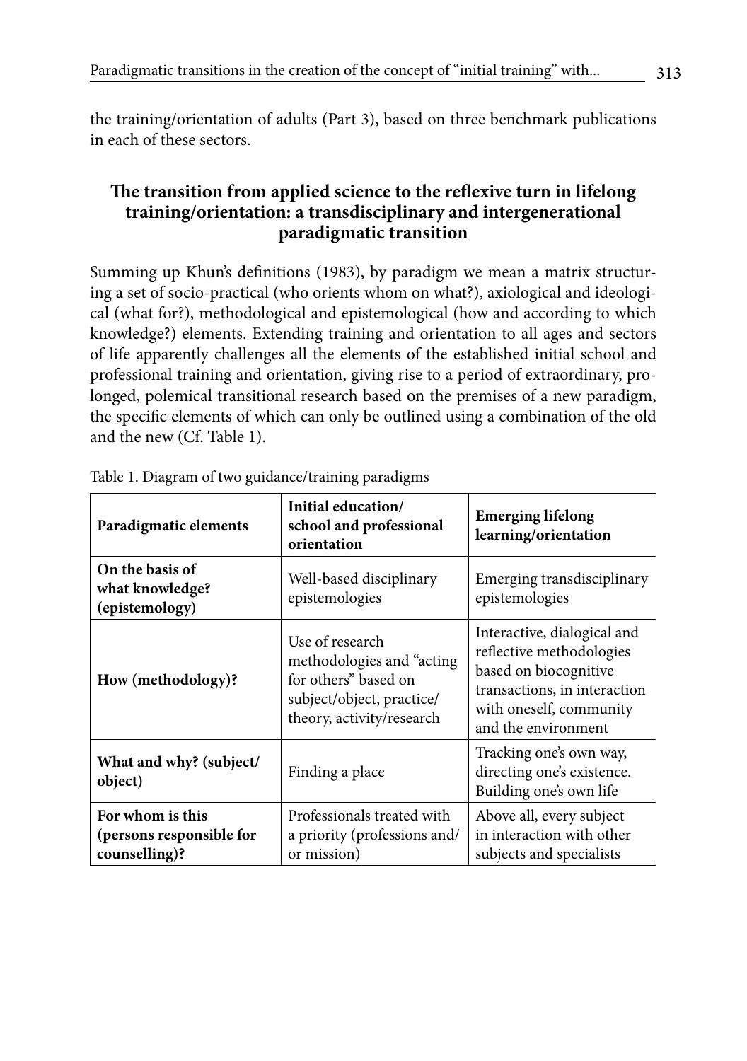the training/orientation of adults (Part 3), based on three benchmark publications in each of these sectors.

## The transition from applied science to the reflexive turn in lifelong training/orientation: a transdisciplinary and intergenerational paradigmatic transition

Summing up Khun's definitions (1983), by paradigm we mean a matrix structuring a set of socio-practical (who orients whom on what?), axiological and ideological (what for?), methodological and epistemological (how and according to which knowledge?) elements. Extending training and orientation to all ages and sectors of life apparently challenges all the elements of the established initial school and professional training and orientation, giving rise to a period of extraordinary, prolonged, polemical transitional research based on the premises of a new paradigm, the specific elements of which can only be outlined using a combination of the old and the new (Cf. Table 1).

Table 1. Diagram of two guidance/training paradigms

| Paradigmatic elements | Initial education/ school and professional orientation | Emerging lifelong learning/orientation |
|---|---|---|
| **On the basis of what knowledge? (epistemology)** | Well-based disciplinary epistemologies | Emerging transdisciplinary epistemologies |
| **How (methodology)?** | Use of research methodologies and "acting for others" based on subject/object, practice/ theory, activity/research | Interactive, dialogical and reflective methodologies based on biocognitive transactions, in interaction with oneself, community and the environment |
| **What and why? (subject/ object)** | Finding a place | Tracking one's own way, directing one's existence. Building one's own life |
| **For whom is this (persons responsible for counselling)?** | Professionals treated with a priority (professions and/ or mission) | Above all, every subject in interaction with other subjects and specialists |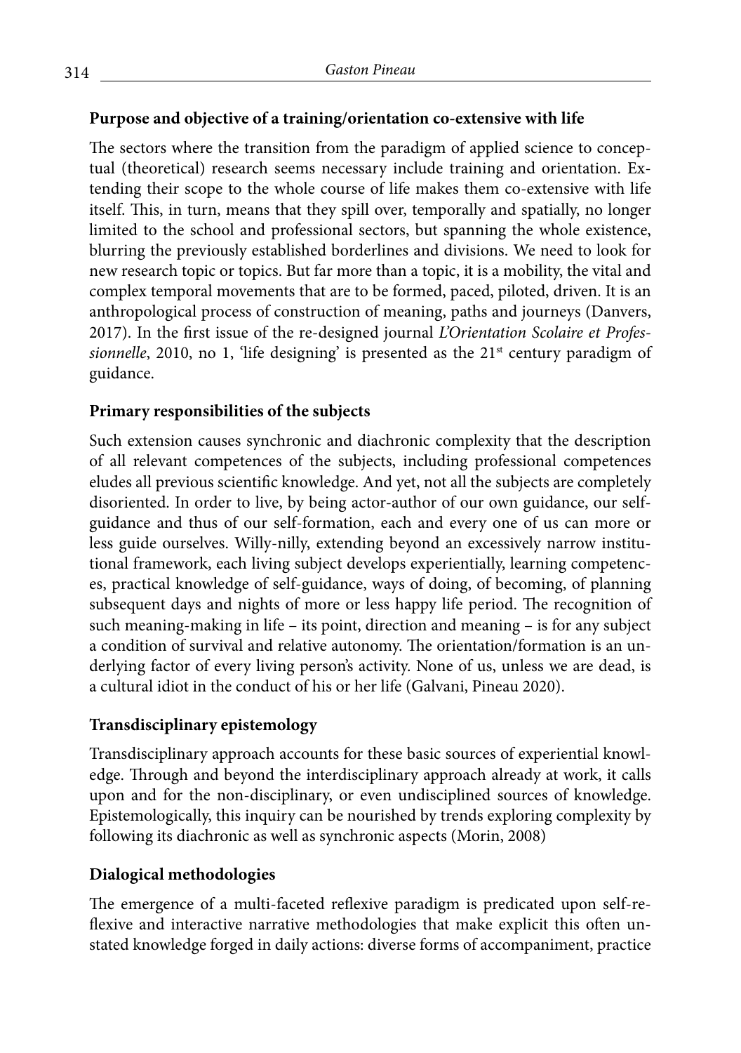**Purpose and objective of a training/orientation co-extensive with life**

The sectors where the transition from the paradigm of applied science to conceptual (theoretical) research seems necessary include training and orientation. Extending their scope to the whole course of life makes them co-extensive with life itself. This, in turn, means that they spill over, temporally and spatially, no longer limited to the school and professional sectors, but spanning the whole existence, blurring the previously established borderlines and divisions. We need to look for new research topic or topics. But far more than a topic, it is a mobility, the vital and complex temporal movements that are to be formed, paced, piloted, driven. It is an anthropological process of construction of meaning, paths and journeys (Danvers, 2017). In the first issue of the re-designed journal *L'Orientation Scolaire et Professionnelle*, 2010, no 1, 'life designing' is presented as the 21st century paradigm of guidance.

**Primary responsibilities of the subjects**

Such extension causes synchronic and diachronic complexity that the description of all relevant competences of the subjects, including professional competences eludes all previous scientific knowledge. And yet, not all the subjects are completely disoriented. In order to live, by being actor-author of our own guidance, our self-guidance and thus of our self-formation, each and every one of us can more or less guide ourselves. Willy-nilly, extending beyond an excessively narrow institutional framework, each living subject develops experientially, learning competences, practical knowledge of self-guidance, ways of doing, of becoming, of planning subsequent days and nights of more or less happy life period. The recognition of such meaning-making in life – its point, direction and meaning – is for any subject a condition of survival and relative autonomy. The orientation/formation is an underlying factor of every living person's activity. None of us, unless we are dead, is a cultural idiot in the conduct of his or her life (Galvani, Pineau 2020).

**Transdisciplinary epistemology**

Transdisciplinary approach accounts for these basic sources of experiential knowledge. Through and beyond the interdisciplinary approach already at work, it calls upon and for the non-disciplinary, or even undisciplined sources of knowledge. Epistemologically, this inquiry can be nourished by trends exploring complexity by following its diachronic as well as synchronic aspects (Morin, 2008)

**Dialogical methodologies**

The emergence of a multi-faceted reflexive paradigm is predicated upon self-reflexive and interactive narrative methodologies that make explicit this often unstated knowledge forged in daily actions: diverse forms of accompaniment, practice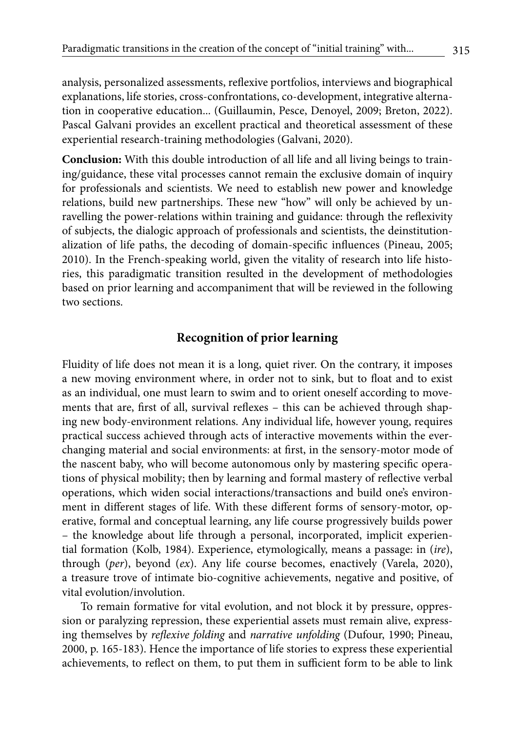analysis, personalized assessments, reflexive portfolios, interviews and biographical explanations, life stories, cross-confrontations, co-development, integrative alternation in cooperative education... (Guillaumin, Pesce, Denoyel, 2009; Breton, 2022). Pascal Galvani provides an excellent practical and theoretical assessment of these experiential research-training methodologies (Galvani, 2020).

**Conclusion:** With this double introduction of all life and all living beings to training/guidance, these vital processes cannot remain the exclusive domain of inquiry for professionals and scientists. We need to establish new power and knowledge relations, build new partnerships. These new "how" will only be achieved by unravelling the power-relations within training and guidance: through the reflexivity of subjects, the dialogic approach of professionals and scientists, the deinstitutionalization of life paths, the decoding of domain-specific influences (Pineau, 2005; 2010). In the French-speaking world, given the vitality of research into life histories, this paradigmatic transition resulted in the development of methodologies based on prior learning and accompaniment that will be reviewed in the following two sections.

## Recognition of prior learning

Fluidity of life does not mean it is a long, quiet river. On the contrary, it imposes a new moving environment where, in order not to sink, but to float and to exist as an individual, one must learn to swim and to orient oneself according to movements that are, first of all, survival reflexes – this can be achieved through shaping new body-environment relations. Any individual life, however young, requires practical success achieved through acts of interactive movements within the ever-changing material and social environments: at first, in the sensory-motor mode of the nascent baby, who will become autonomous only by mastering specific operations of physical mobility; then by learning and formal mastery of reflective verbal operations, which widen social interactions/transactions and build one's environment in different stages of life. With these different forms of sensory-motor, operative, formal and conceptual learning, any life course progressively builds power – the knowledge about life through a personal, incorporated, implicit experiential formation (Kolb, 1984). Experience, etymologically, means a passage: in (*ire*), through (*per*), beyond (*ex*). Any life course becomes, enactively (Varela, 2020), a treasure trove of intimate bio-cognitive achievements, negative and positive, of vital evolution/involution.

To remain formative for vital evolution, and not block it by pressure, oppression or paralyzing repression, these experiential assets must remain alive, expressing themselves by *reflexive folding* and *narrative unfolding* (Dufour, 1990; Pineau, 2000, p. 165-183). Hence the importance of life stories to express these experiential achievements, to reflect on them, to put them in sufficient form to be able to link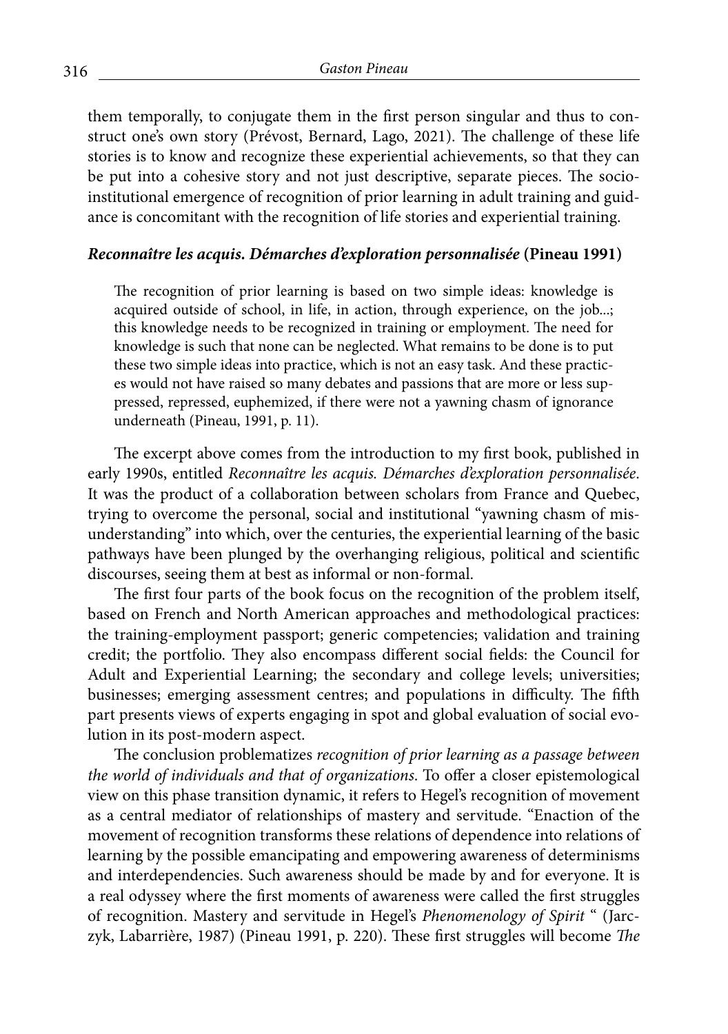them temporally, to conjugate them in the first person singular and thus to construct one's own story (Prévost, Bernard, Lago, 2021). The challenge of these life stories is to know and recognize these experiential achievements, so that they can be put into a cohesive story and not just descriptive, separate pieces. The socio-institutional emergence of recognition of prior learning in adult training and guidance is concomitant with the recognition of life stories and experiential training.

### *Reconnaître les acquis. Démarches d'exploration personnalisée* (Pineau 1991)

> The recognition of prior learning is based on two simple ideas: knowledge is acquired outside of school, in life, in action, through experience, on the job...; this knowledge needs to be recognized in training or employment. The need for knowledge is such that none can be neglected. What remains to be done is to put these two simple ideas into practice, which is not an easy task. And these practices would not have raised so many debates and passions that are more or less suppressed, repressed, euphemized, if there were not a yawning chasm of ignorance underneath (Pineau, 1991, p. 11).

The excerpt above comes from the introduction to my first book, published in early 1990s, entitled *Reconnaître les acquis. Démarches d'exploration personnalisée*. It was the product of a collaboration between scholars from France and Quebec, trying to overcome the personal, social and institutional "yawning chasm of misunderstanding" into which, over the centuries, the experiential learning of the basic pathways have been plunged by the overhanging religious, political and scientific discourses, seeing them at best as informal or non-formal.

The first four parts of the book focus on the recognition of the problem itself, based on French and North American approaches and methodological practices: the training-employment passport; generic competencies; validation and training credit; the portfolio. They also encompass different social fields: the Council for Adult and Experiential Learning; the secondary and college levels; universities; businesses; emerging assessment centres; and populations in difficulty. The fifth part presents views of experts engaging in spot and global evaluation of social evolution in its post-modern aspect.

The conclusion problematizes *recognition of prior learning as a passage between the world of individuals and that of organizations*. To offer a closer epistemological view on this phase transition dynamic, it refers to Hegel's recognition of movement as a central mediator of relationships of mastery and servitude. "Enaction of the movement of recognition transforms these relations of dependence into relations of learning by the possible emancipating and empowering awareness of determinisms and interdependencies. Such awareness should be made by and for everyone. It is a real odyssey where the first moments of awareness were called the first struggles of recognition. Mastery and servitude in Hegel's *Phenomenology of Spirit* " (Jarczyk, Labarrière, 1987) (Pineau 1991, p. 220). These first struggles will become *The*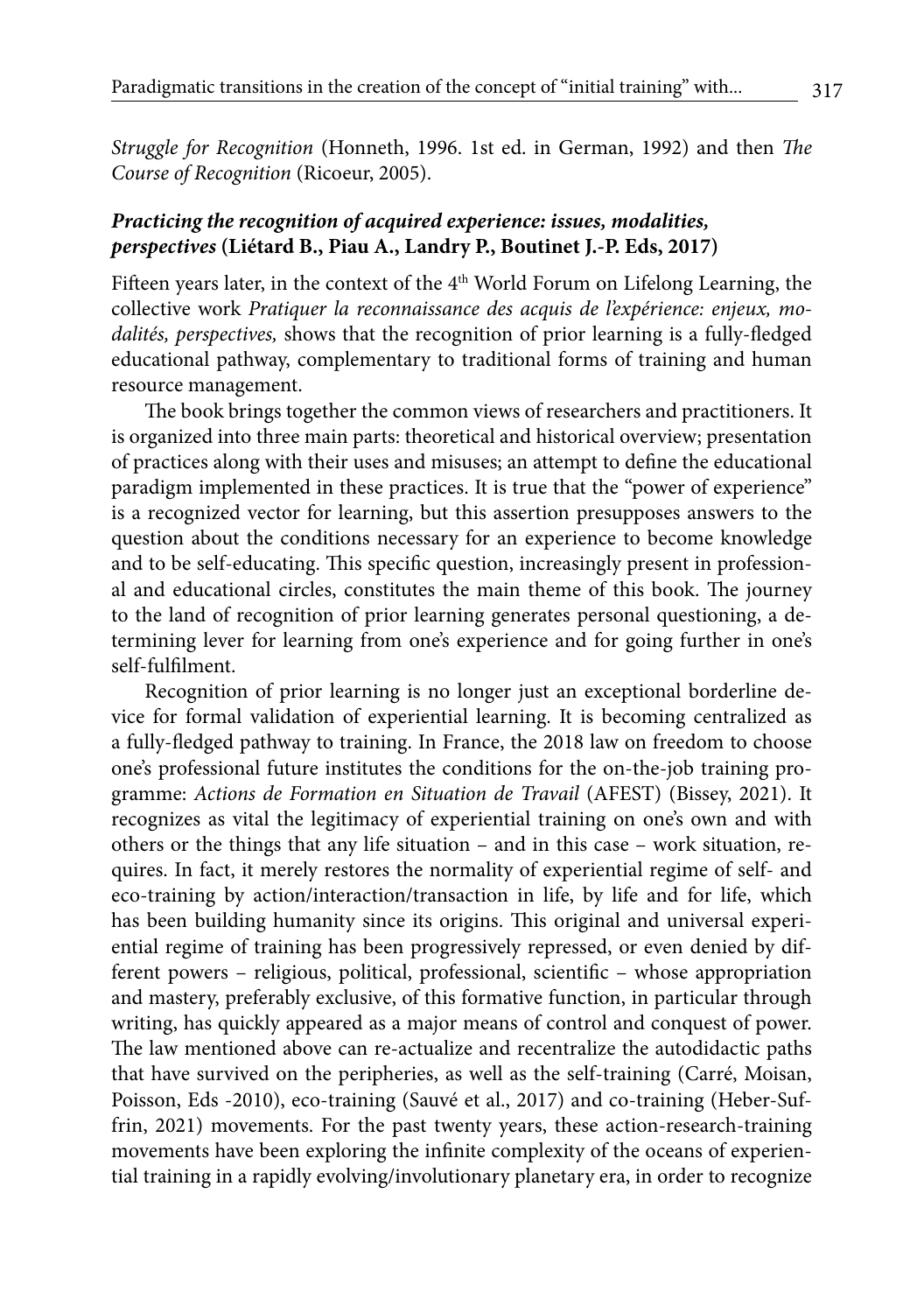*Struggle for Recognition* (Honneth, 1996. 1st ed. in German, 1992) and then *The Course of Recognition* (Ricoeur, 2005).

### ***Practicing the recognition of acquired experience: issues, modalities, perspectives*** **(Liétard B., Piau A., Landry P., Boutinet J.-P. Eds, 2017)**

Fifteen years later, in the context of the 4th World Forum on Lifelong Learning, the collective work *Pratiquer la reconnaissance des acquis de l'expérience: enjeux, modalités, perspectives,* shows that the recognition of prior learning is a fully-fledged educational pathway, complementary to traditional forms of training and human resource management.

The book brings together the common views of researchers and practitioners. It is organized into three main parts: theoretical and historical overview; presentation of practices along with their uses and misuses; an attempt to define the educational paradigm implemented in these practices. It is true that the "power of experience" is a recognized vector for learning, but this assertion presupposes answers to the question about the conditions necessary for an experience to become knowledge and to be self-educating. This specific question, increasingly present in professional and educational circles, constitutes the main theme of this book. The journey to the land of recognition of prior learning generates personal questioning, a determining lever for learning from one's experience and for going further in one's self-fulfilment.

Recognition of prior learning is no longer just an exceptional borderline device for formal validation of experiential learning. It is becoming centralized as a fully-fledged pathway to training. In France, the 2018 law on freedom to choose one's professional future institutes the conditions for the on-the-job training programme: *Actions de Formation en Situation de Travail* (AFEST) (Bissey, 2021). It recognizes as vital the legitimacy of experiential training on one's own and with others or the things that any life situation – and in this case – work situation, requires. In fact, it merely restores the normality of experiential regime of self- and eco-training by action/interaction/transaction in life, by life and for life, which has been building humanity since its origins. This original and universal experiential regime of training has been progressively repressed, or even denied by different powers – religious, political, professional, scientific – whose appropriation and mastery, preferably exclusive, of this formative function, in particular through writing, has quickly appeared as a major means of control and conquest of power. The law mentioned above can re-actualize and recentralize the autodidactic paths that have survived on the peripheries, as well as the self-training (Carré, Moisan, Poisson, Eds -2010), eco-training (Sauvé et al., 2017) and co-training (Heber-Suffrin, 2021) movements. For the past twenty years, these action-research-training movements have been exploring the infinite complexity of the oceans of experiential training in a rapidly evolving/involutionary planetary era, in order to recognize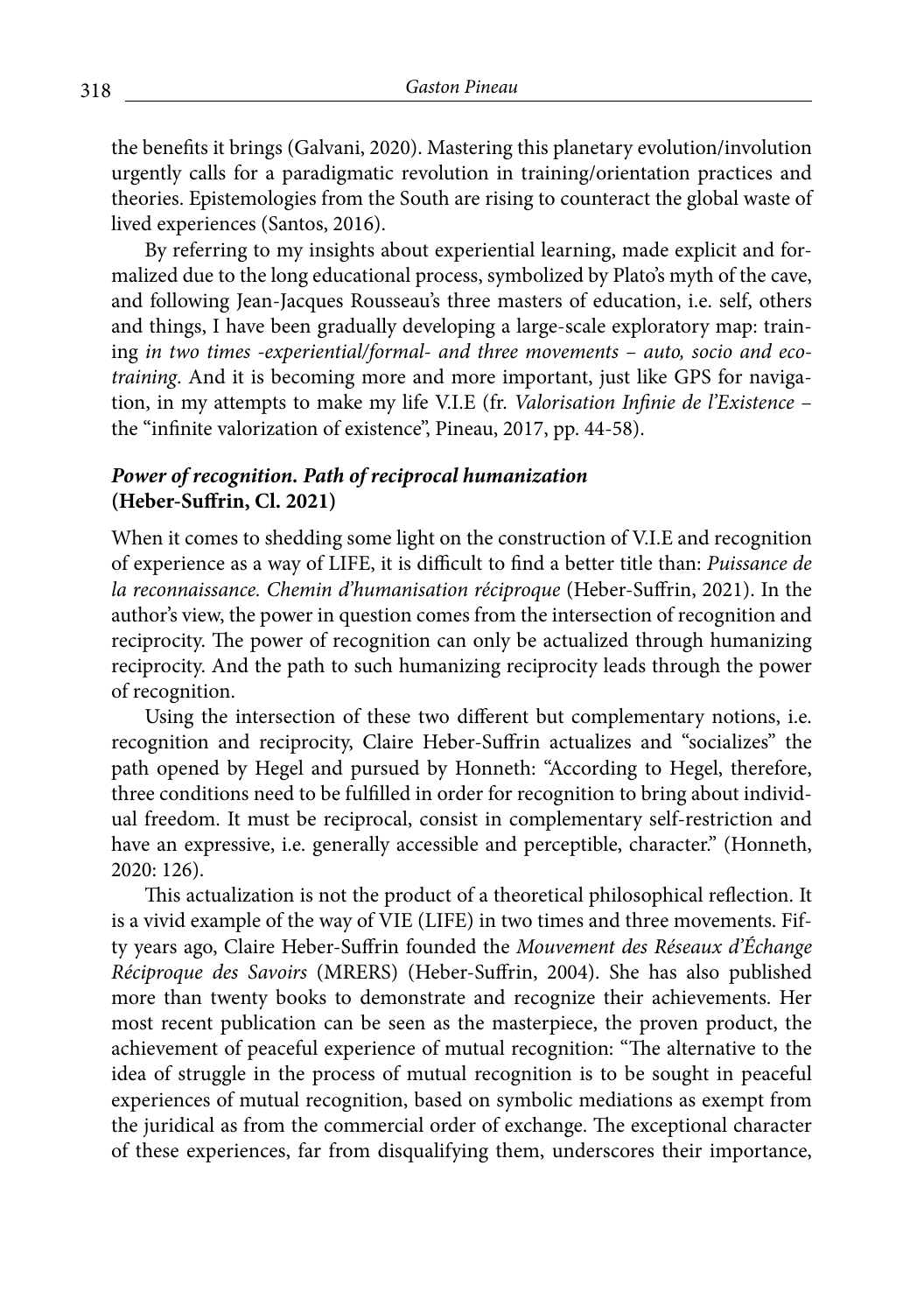the benefits it brings (Galvani, 2020). Mastering this planetary evolution/involution urgently calls for a paradigmatic revolution in training/orientation practices and theories. Epistemologies from the South are rising to counteract the global waste of lived experiences (Santos, 2016).

By referring to my insights about experiential learning, made explicit and formalized due to the long educational process, symbolized by Plato's myth of the cave, and following Jean-Jacques Rousseau's three masters of education, i.e. self, others and things, I have been gradually developing a large-scale exploratory map: training *in two times -experiential/formal- and three movements – auto, socio and eco-training*. And it is becoming more and more important, just like GPS for navigation, in my attempts to make my life V.I.E (fr. *Valorisation Infinie de l'Existence* – the "infinite valorization of existence", Pineau, 2017, pp. 44-58).

### *Power of recognition. Path of reciprocal humanization* (Heber-Suffrin, Cl. 2021)

When it comes to shedding some light on the construction of V.I.E and recognition of experience as a way of LIFE, it is difficult to find a better title than: *Puissance de la reconnaissance. Chemin d'humanisation réciproque* (Heber-Suffrin, 2021). In the author's view, the power in question comes from the intersection of recognition and reciprocity. The power of recognition can only be actualized through humanizing reciprocity. And the path to such humanizing reciprocity leads through the power of recognition.

Using the intersection of these two different but complementary notions, i.e. recognition and reciprocity, Claire Heber-Suffrin actualizes and "socializes" the path opened by Hegel and pursued by Honneth: "According to Hegel, therefore, three conditions need to be fulfilled in order for recognition to bring about individual freedom. It must be reciprocal, consist in complementary self-restriction and have an expressive, i.e. generally accessible and perceptible, character." (Honneth, 2020: 126).

This actualization is not the product of a theoretical philosophical reflection. It is a vivid example of the way of VIE (LIFE) in two times and three movements. Fifty years ago, Claire Heber-Suffrin founded the *Mouvement des Réseaux d'Échange Réciproque des Savoirs* (MRERS) (Heber-Suffrin, 2004). She has also published more than twenty books to demonstrate and recognize their achievements. Her most recent publication can be seen as the masterpiece, the proven product, the achievement of peaceful experience of mutual recognition: "The alternative to the idea of struggle in the process of mutual recognition is to be sought in peaceful experiences of mutual recognition, based on symbolic mediations as exempt from the juridical as from the commercial order of exchange. The exceptional character of these experiences, far from disqualifying them, underscores their importance,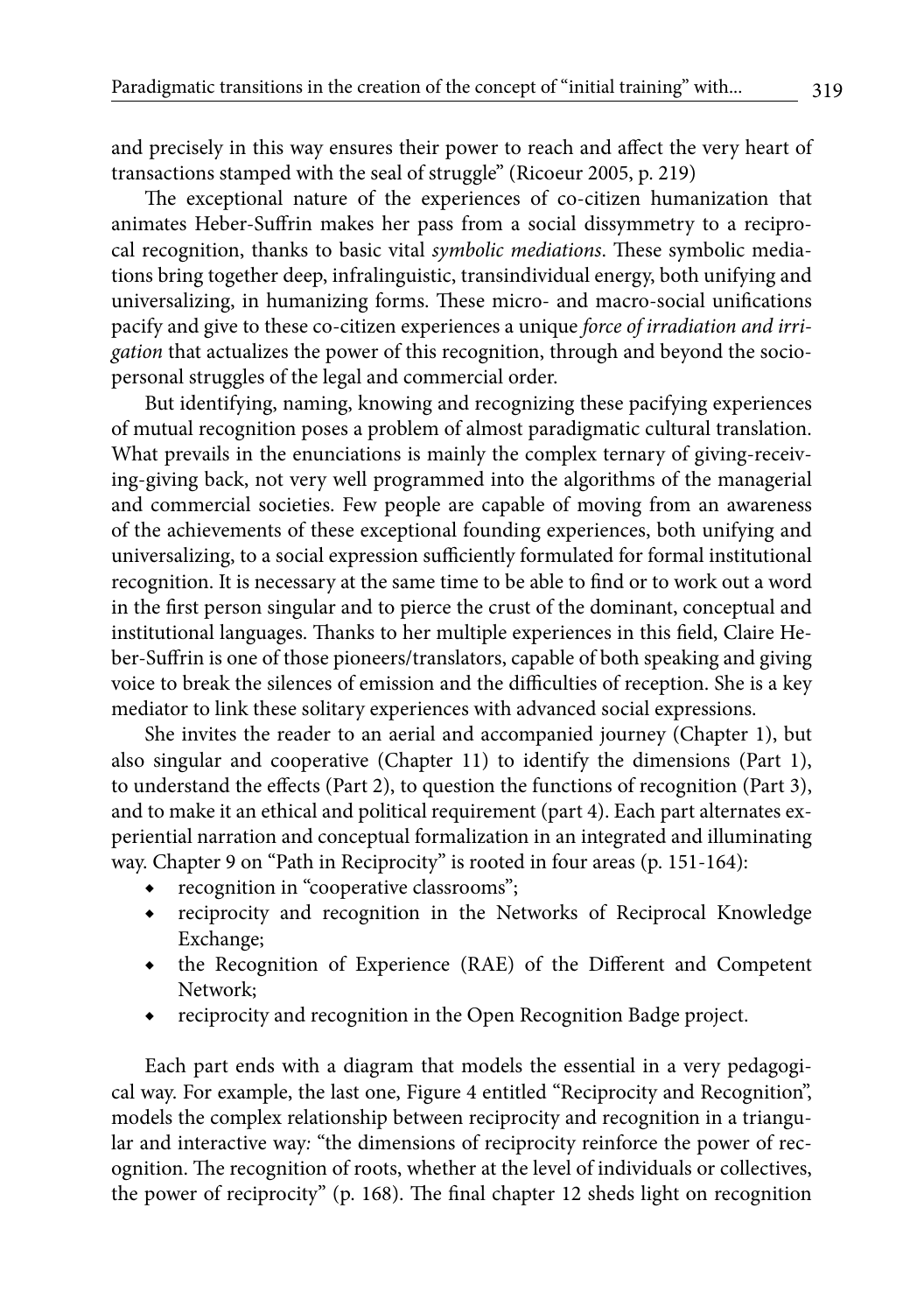and precisely in this way ensures their power to reach and affect the very heart of transactions stamped with the seal of struggle" (Ricoeur 2005, p. 219)

The exceptional nature of the experiences of co-citizen humanization that animates Heber-Suffrin makes her pass from a social dissymmetry to a reciprocal recognition, thanks to basic vital *symbolic mediations*. These symbolic mediations bring together deep, infralinguistic, transindividual energy, both unifying and universalizing, in humanizing forms. These micro- and macro-social unifications pacify and give to these co-citizen experiences a unique *force of irradiation and irrigation* that actualizes the power of this recognition, through and beyond the socio-personal struggles of the legal and commercial order.

But identifying, naming, knowing and recognizing these pacifying experiences of mutual recognition poses a problem of almost paradigmatic cultural translation. What prevails in the enunciations is mainly the complex ternary of giving-receiving-giving back, not very well programmed into the algorithms of the managerial and commercial societies. Few people are capable of moving from an awareness of the achievements of these exceptional founding experiences, both unifying and universalizing, to a social expression sufficiently formulated for formal institutional recognition. It is necessary at the same time to be able to find or to work out a word in the first person singular and to pierce the crust of the dominant, conceptual and institutional languages. Thanks to her multiple experiences in this field, Claire Heber-Suffrin is one of those pioneers/translators, capable of both speaking and giving voice to break the silences of emission and the difficulties of reception. She is a key mediator to link these solitary experiences with advanced social expressions.

She invites the reader to an aerial and accompanied journey (Chapter 1), but also singular and cooperative (Chapter 11) to identify the dimensions (Part 1), to understand the effects (Part 2), to question the functions of recognition (Part 3), and to make it an ethical and political requirement (part 4). Each part alternates experiential narration and conceptual formalization in an integrated and illuminating way. Chapter 9 on "Path in Reciprocity" is rooted in four areas (p. 151-164):

- recognition in "cooperative classrooms";
- reciprocity and recognition in the Networks of Reciprocal Knowledge Exchange;
- the Recognition of Experience (RAE) of the Different and Competent Network;
- reciprocity and recognition in the Open Recognition Badge project.

Each part ends with a diagram that models the essential in a very pedagogical way. For example, the last one, Figure 4 entitled "Reciprocity and Recognition", models the complex relationship between reciprocity and recognition in a triangular and interactive way: "the dimensions of reciprocity reinforce the power of recognition. The recognition of roots, whether at the level of individuals or collectives, the power of reciprocity" (p. 168). The final chapter 12 sheds light on recognition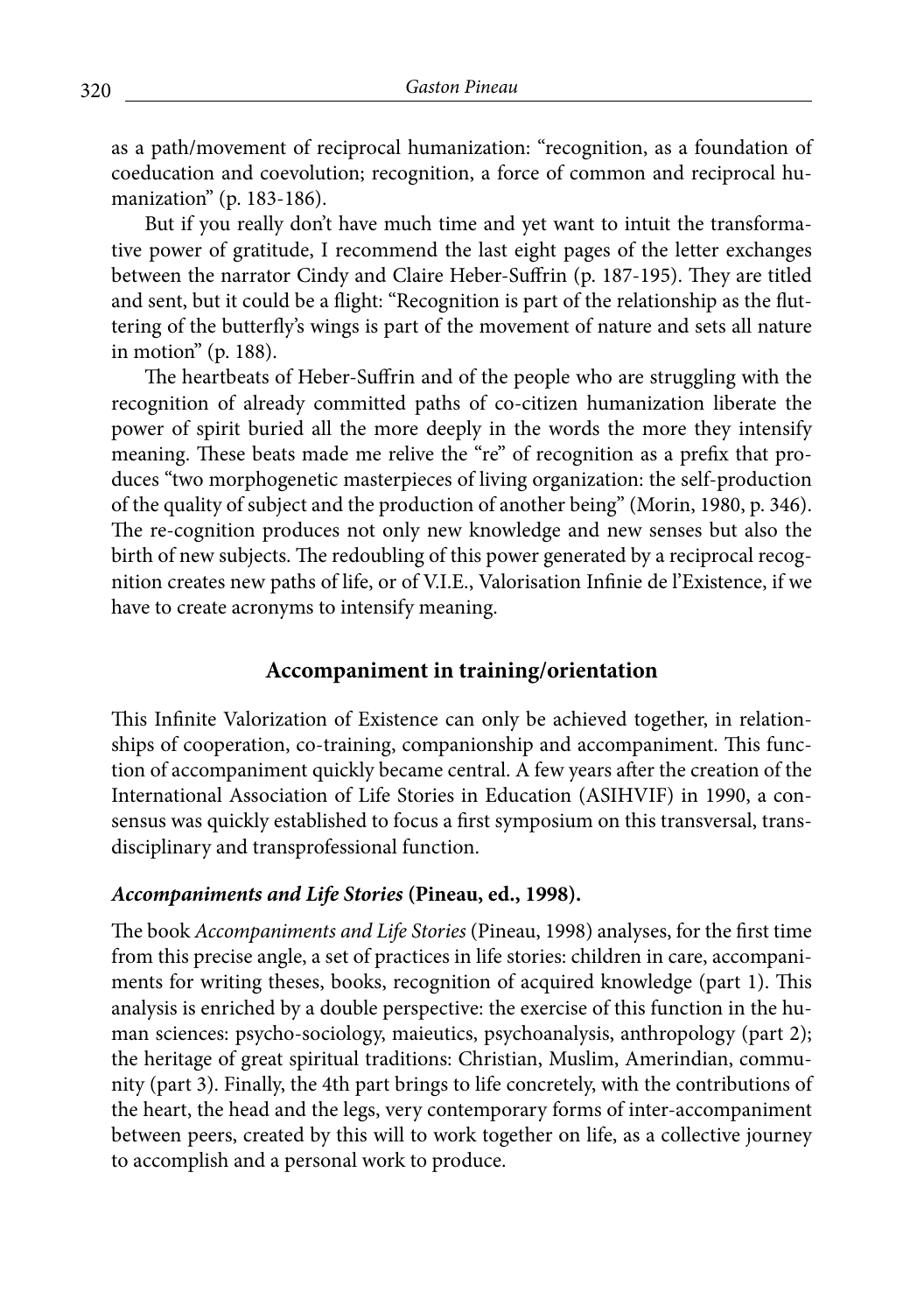as a path/movement of reciprocal humanization: "recognition, as a foundation of coeducation and coevolution; recognition, a force of common and reciprocal humanization" (p. 183-186).

But if you really don't have much time and yet want to intuit the transformative power of gratitude, I recommend the last eight pages of the letter exchanges between the narrator Cindy and Claire Heber-Suffrin (p. 187-195). They are titled and sent, but it could be a flight: "Recognition is part of the relationship as the fluttering of the butterfly's wings is part of the movement of nature and sets all nature in motion" (p. 188).

The heartbeats of Heber-Suffrin and of the people who are struggling with the recognition of already committed paths of co-citizen humanization liberate the power of spirit buried all the more deeply in the words the more they intensify meaning. These beats made me relive the "re" of recognition as a prefix that produces "two morphogenetic masterpieces of living organization: the self-production of the quality of subject and the production of another being" (Morin, 1980, p. 346). The re-cognition produces not only new knowledge and new senses but also the birth of new subjects. The redoubling of this power generated by a reciprocal recognition creates new paths of life, or of V.I.E., Valorisation Infinie de l'Existence, if we have to create acronyms to intensify meaning.

## Accompaniment in training/orientation

This Infinite Valorization of Existence can only be achieved together, in relationships of cooperation, co-training, companionship and accompaniment. This function of accompaniment quickly became central. A few years after the creation of the International Association of Life Stories in Education (ASIHVIF) in 1990, a consensus was quickly established to focus a first symposium on this transversal, transdisciplinary and transprofessional function.

### ***Accompaniments and Life Stories* (Pineau, ed., 1998).**

The book *Accompaniments and Life Stories* (Pineau, 1998) analyses, for the first time from this precise angle, a set of practices in life stories: children in care, accompaniments for writing theses, books, recognition of acquired knowledge (part 1). This analysis is enriched by a double perspective: the exercise of this function in the human sciences: psycho-sociology, maieutics, psychoanalysis, anthropology (part 2); the heritage of great spiritual traditions: Christian, Muslim, Amerindian, community (part 3). Finally, the 4th part brings to life concretely, with the contributions of the heart, the head and the legs, very contemporary forms of inter-accompaniment between peers, created by this will to work together on life, as a collective journey to accomplish and a personal work to produce.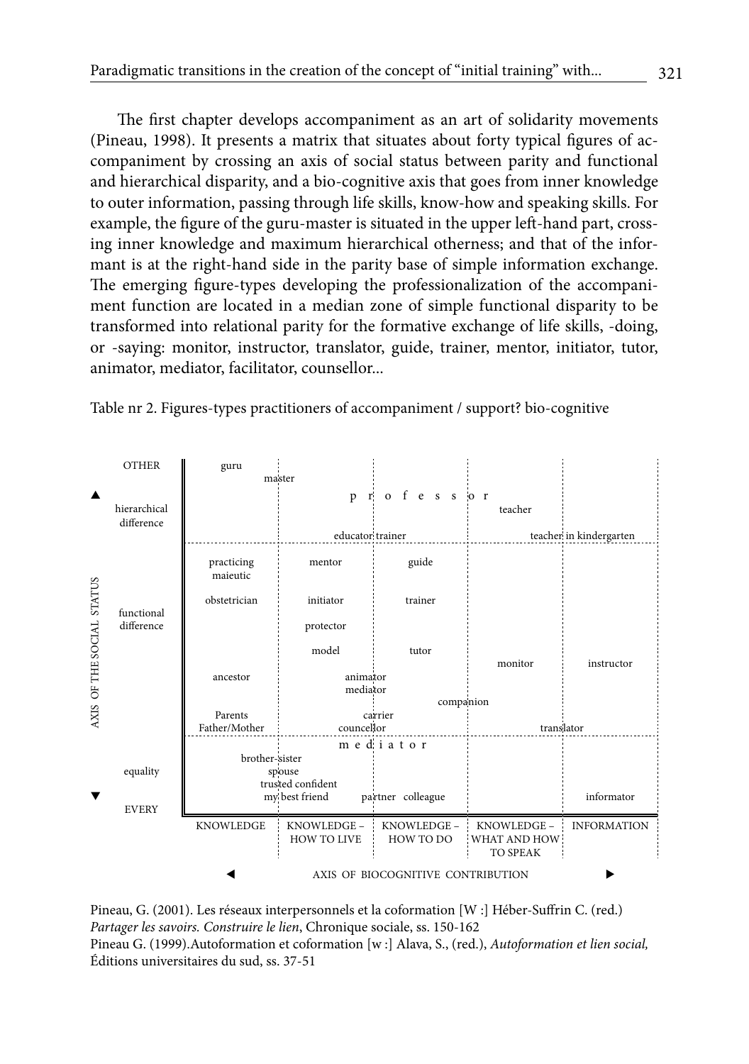The first chapter develops accompaniment as an art of solidarity movements (Pineau, 1998). It presents a matrix that situates about forty typical figures of accompaniment by crossing an axis of social status between parity and functional and hierarchical disparity, and a bio-cognitive axis that goes from inner knowledge to outer information, passing through life skills, know-how and speaking skills. For example, the figure of the guru-master is situated in the upper left-hand part, crossing inner knowledge and maximum hierarchical otherness; and that of the informant is at the right-hand side in the parity base of simple information exchange. The emerging figure-types developing the professionalization of the accompaniment function are located in a median zone of simple functional disparity to be transformed into relational parity for the formative exchange of life skills, -doing, or -saying: monitor, instructor, translator, guide, trainer, mentor, initiator, tutor, animator, mediator, facilitator, counsellor...

Table nr 2. Figures-types practitioners of accompaniment / support? bio-cognitive

| AXIS OF THE SOCIAL STATUS | KNOWLEDGE | KNOWLEDGE – HOW TO LIVE | KNOWLEDGE – HOW TO DO | KNOWLEDGE – WHAT AND HOW TO SPEAK | INFORMATION |
|---|---|---|---|---|---|
| OTHER ▲ hierarchical difference | guru master | p r o f e s s o r | educator trainer | teacher | teacher in kindergarten |
| functional difference | practicing maieutic; obstetrician; ancestor; Parents Father/Mother | mentor; initiator; protector; model; animator; mediator; councellor | guide; trainer; tutor; carrier | monitor; companion | instructor; translator |
| equality ▼ EVERY | brother-sister | spouse; trusted confident; my best friend; m e d i a t o r | partner colleague | | informator |

◄ AXIS OF BIOCOGNITIVE CONTRIBUTION ►

Pineau, G. (2001). Les réseaux interpersonnels et la coformation [W :] Héber-Suffrin C. (red.) *Partager les savoirs. Construire le lien*, Chronique sociale, ss. 150-162

Pineau G. (1999).Autoformation et coformation [w :] Alava, S., (red.), *Autoformation et lien social,* Éditions universitaires du sud, ss. 37-51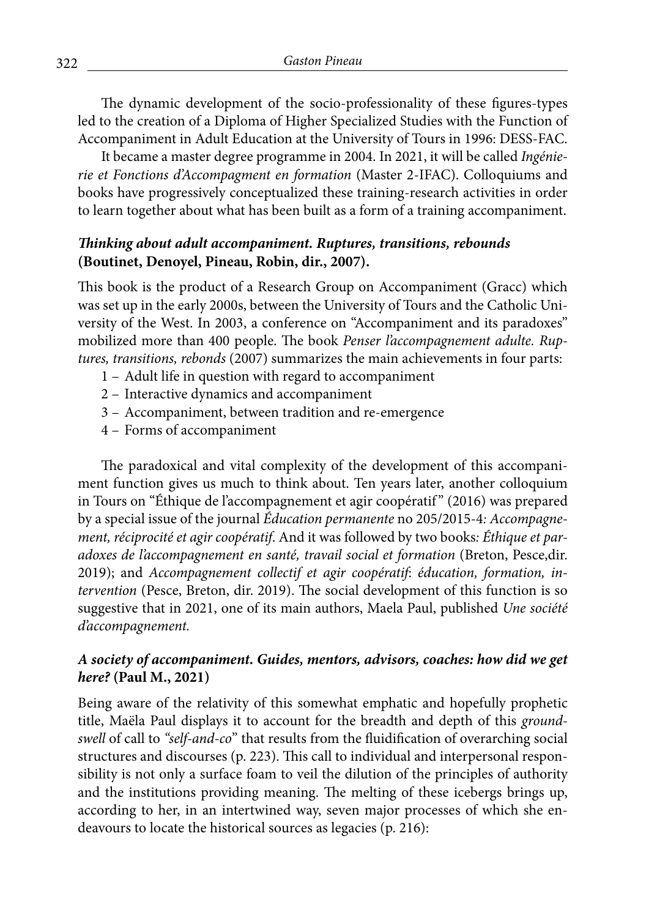The dynamic development of the socio-professionality of these figures-types led to the creation of a Diploma of Higher Specialized Studies with the Function of Accompaniment in Adult Education at the University of Tours in 1996: DESS-FAC.

It became a master degree programme in 2004. In 2021, it will be called *Ingénierie et Fonctions d'Accompagment en formation* (Master 2-IFAC). Colloquiums and books have progressively conceptualized these training-research activities in order to learn together about what has been built as a form of a training accompaniment.

### ***Thinking about adult accompaniment. Ruptures, transitions, rebounds* (Boutinet, Denoyel, Pineau, Robin, dir., 2007).**

This book is the product of a Research Group on Accompaniment (Gracc) which was set up in the early 2000s, between the University of Tours and the Catholic University of the West. In 2003, a conference on "Accompaniment and its paradoxes" mobilized more than 400 people. The book *Penser l'accompagnement adulte. Ruptures, transitions, rebounds* (2007) summarizes the main achievements in four parts:

1 – Adult life in question with regard to accompaniment
2 – Interactive dynamics and accompaniment
3 – Accompaniment, between tradition and re-emergence
4 – Forms of accompaniment

The paradoxical and vital complexity of the development of this accompaniment function gives us much to think about. Ten years later, another colloquium in Tours on "Éthique de l'accompagnement et agir coopératif" (2016) was prepared by a special issue of the journal *Éducation permanente* no 205/2015-4: *Accompagnement, réciprocité et agir coopératif*. And it was followed by two books*: Éthique et paradoxes de l'accompagnement en santé, travail social et formation* (Breton, Pesce,dir. 2019); and *Accompagnement collectif et agir coopératif*: *éducation, formation, intervention* (Pesce, Breton, dir. 2019). The social development of this function is so suggestive that in 2021, one of its main authors, Maela Paul, published *Une société d'accompagnement.*

### ***A society of accompaniment. Guides, mentors, advisors, coaches: how did we get here?* (Paul M., 2021)**

Being aware of the relativity of this somewhat emphatic and hopefully prophetic title, Maëla Paul displays it to account for the breadth and depth of this *groundswell* of call to *"self-and-co*" that results from the fluidification of overarching social structures and discourses (p. 223). This call to individual and interpersonal responsibility is not only a surface foam to veil the dilution of the principles of authority and the institutions providing meaning. The melting of these icebergs brings up, according to her, in an intertwined way, seven major processes of which she endeavours to locate the historical sources as legacies (p. 216):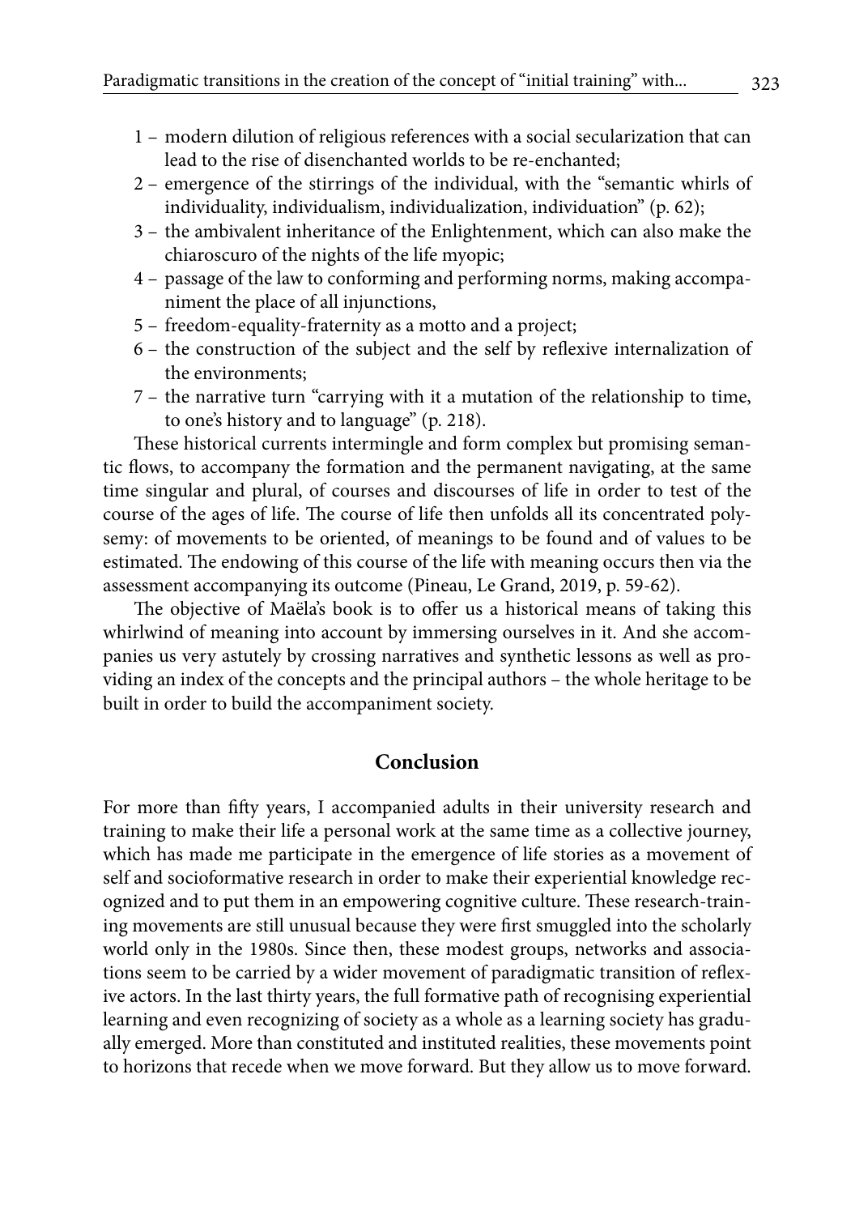1 – modern dilution of religious references with a social secularization that can lead to the rise of disenchanted worlds to be re-enchanted;
2 – emergence of the stirrings of the individual, with the "semantic whirls of individuality, individualism, individualization, individuation" (p. 62);
3 – the ambivalent inheritance of the Enlightenment, which can also make the chiaroscuro of the nights of the life myopic;
4 – passage of the law to conforming and performing norms, making accompaniment the place of all injunctions,
5 – freedom-equality-fraternity as a motto and a project;
6 – the construction of the subject and the self by reflexive internalization of the environments;
7 – the narrative turn "carrying with it a mutation of the relationship to time, to one's history and to language" (p. 218).

These historical currents intermingle and form complex but promising semantic flows, to accompany the formation and the permanent navigating, at the same time singular and plural, of courses and discourses of life in order to test of the course of the ages of life. The course of life then unfolds all its concentrated polysemy: of movements to be oriented, of meanings to be found and of values to be estimated. The endowing of this course of the life with meaning occurs then via the assessment accompanying its outcome (Pineau, Le Grand, 2019, p. 59-62).

The objective of Maëla's book is to offer us a historical means of taking this whirlwind of meaning into account by immersing ourselves in it. And she accompanies us very astutely by crossing narratives and synthetic lessons as well as providing an index of the concepts and the principal authors – the whole heritage to be built in order to build the accompaniment society.

## Conclusion

For more than fifty years, I accompanied adults in their university research and training to make their life a personal work at the same time as a collective journey, which has made me participate in the emergence of life stories as a movement of self and socioformative research in order to make their experiential knowledge recognized and to put them in an empowering cognitive culture. These research-training movements are still unusual because they were first smuggled into the scholarly world only in the 1980s. Since then, these modest groups, networks and associations seem to be carried by a wider movement of paradigmatic transition of reflexive actors. In the last thirty years, the full formative path of recognising experiential learning and even recognizing of society as a whole as a learning society has gradually emerged. More than constituted and instituted realities, these movements point to horizons that recede when we move forward. But they allow us to move forward.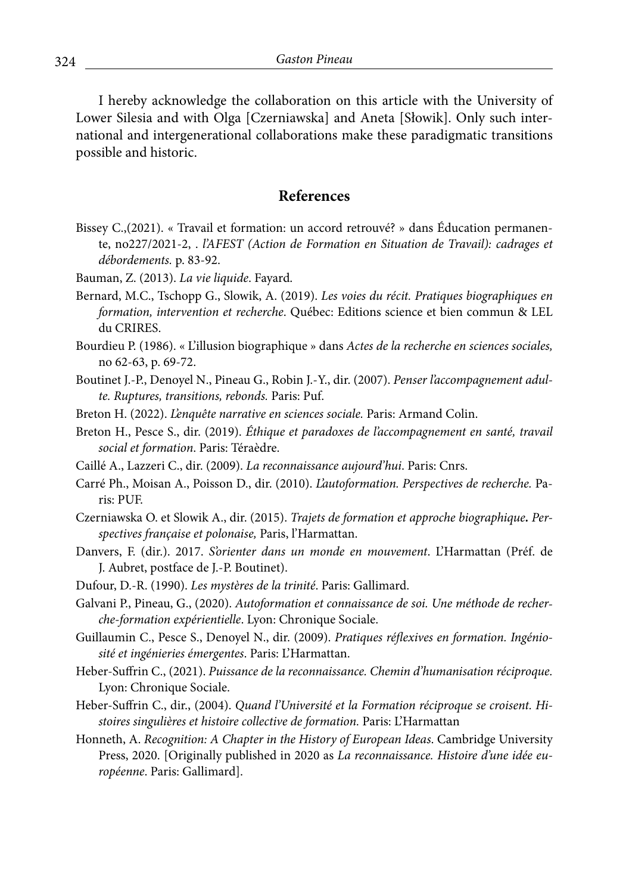I hereby acknowledge the collaboration on this article with the University of Lower Silesia and with Olga [Czerniawska] and Aneta [Słowik]. Only such international and intergenerational collaborations make these paradigmatic transitions possible and historic.

## References

Bissey C.,(2021). « Travail et formation: un accord retrouvé? » dans Éducation permanente, no227/2021-2, . *l'AFEST (Action de Formation en Situation de Travail): cadrages et débordements.* p. 83-92.

Bauman, Z. (2013). *La vie liquide*. Fayard.

Bernard, M.C., Tschopp G., Slowik, A. (2019). *Les voies du récit. Pratiques biographiques en formation, intervention et recherche.* Québec: Editions science et bien commun & LEL du CRIRES.

Bourdieu P. (1986). « L'illusion biographique » dans *Actes de la recherche en sciences sociales,* no 62-63, p. 69-72.

Boutinet J.-P., Denoyel N., Pineau G., Robin J.-Y., dir. (2007). *Penser l'accompagnement adulte. Ruptures, transitions, rebonds.* Paris: Puf.

Breton H. (2022). *L'enquête narrative en sciences sociale.* Paris: Armand Colin.

Breton H., Pesce S., dir. (2019). *Éthique et paradoxes de l'accompagnement en santé, travail social et formation*. Paris: Téraèdre.

Caillé A., Lazzeri C., dir. (2009). *La reconnaissance aujourd'hui*. Paris: Cnrs.

Carré Ph., Moisan A., Poisson D., dir. (2010). *L'autoformation. Perspectives de recherche.* Paris: PUF.

Czerniawska O. et Slowik A., dir. (2015). *Trajets de formation et approche biographique***.** *Perspectives française et polonaise,* Paris, l'Harmattan.

Danvers, F. (dir.). 2017. *S'orienter dans un monde en mouvement*. L'Harmattan (Préf. de J. Aubret, postface de J.-P. Boutinet).

Dufour, D.-R. (1990). *Les mystères de la trinité*. Paris: Gallimard.

Galvani P., Pineau, G., (2020). *Autoformation et connaissance de soi. Une méthode de recherche-formation expérientielle*. Lyon: Chronique Sociale.

Guillaumin C., Pesce S., Denoyel N., dir. (2009). *Pratiques réflexives en formation. Ingéniosité et ingénieries émergentes*. Paris: L'Harmattan.

Heber-Suffrin C., (2021). *Puissance de la reconnaissance. Chemin d'humanisation réciproque.* Lyon: Chronique Sociale.

Heber-Suffrin C., dir., (2004). *Quand l'Université et la Formation réciproque se croisent. Histoires singulières et histoire collective de formation.* Paris: L'Harmattan

Honneth, A. *Recognition: A Chapter in the History of European Ideas*. Cambridge University Press, 2020. [Originally published in 2020 as *La reconnaissance. Histoire d'une idée européenne*. Paris: Gallimard].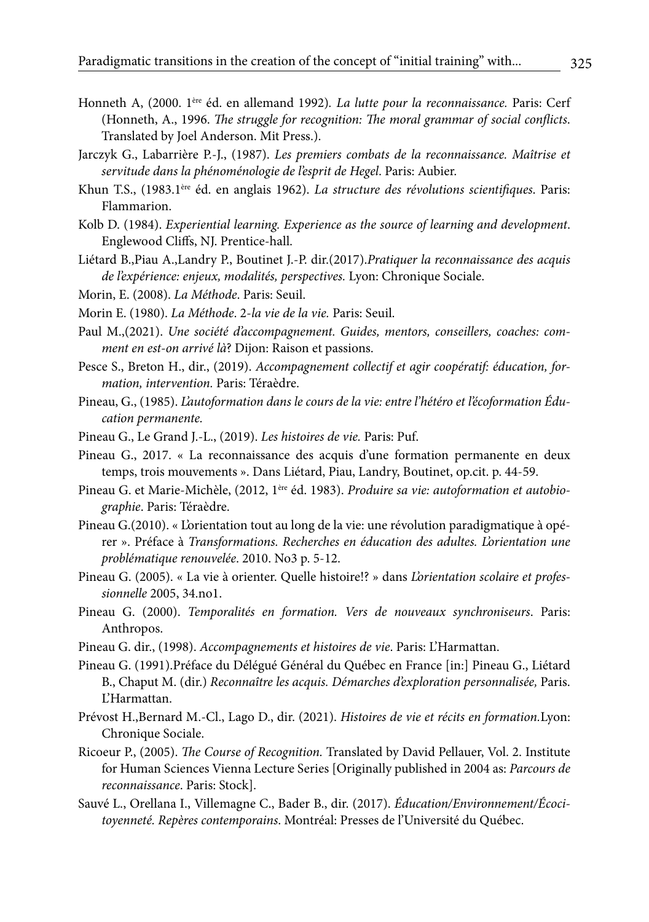Honneth A, (2000. 1ère éd. en allemand 1992). *La lutte pour la reconnaissance.* Paris: Cerf (Honneth, A., 1996. *The struggle for recognition: The moral grammar of social conflicts.* Translated by Joel Anderson. Mit Press.).

Jarczyk G., Labarrière P.-J., (1987). *Les premiers combats de la reconnaissance. Maîtrise et servitude dans la phénoménologie de l'esprit de Hegel*. Paris: Aubier.

Khun T.S., (1983.1ère éd. en anglais 1962). *La structure des révolutions scientifiques*. Paris: Flammarion.

Kolb D. (1984). *Experiential learning. Experience as the source of learning and development*. Englewood Cliffs, NJ. Prentice-hall.

Liétard B.,Piau A.,Landry P., Boutinet J.-P. dir.(2017).*Pratiquer la reconnaissance des acquis de l'expérience: enjeux, modalités, perspectives.* Lyon: Chronique Sociale.

Morin, E. (2008). *La Méthode*. Paris: Seuil.

Morin E. (1980). *La Méthode*. 2-*la vie de la vie.* Paris: Seuil.

Paul M.,(2021). *Une société d'accompagnement. Guides, mentors, conseillers, coaches: comment en est-on arrivé là*? Dijon: Raison et passions.

Pesce S., Breton H., dir., (2019). *Accompagnement collectif et agir coopératif: éducation, formation, intervention.* Paris: Téraèdre.

Pineau, G., (1985). *L'autoformation dans le cours de la vie: entre l'hétéro et l'écoformation Éducation permanente.*

Pineau G., Le Grand J.-L., (2019). *Les histoires de vie.* Paris: Puf.

Pineau G., 2017. « La reconnaissance des acquis d'une formation permanente en deux temps, trois mouvements ». Dans Liétard, Piau, Landry, Boutinet, op.cit. p. 44-59.

Pineau G. et Marie-Michèle, (2012, 1ère éd. 1983). *Produire sa vie: autoformation et autobiographie*. Paris: Téraèdre.

Pineau G.(2010). « L'orientation tout au long de la vie: une révolution paradigmatique à opérer ». Préface à *Transformations. Recherches en éducation des adultes. L'orientation une problématique renouvelée*. 2010. No3 p. 5-12.

Pineau G. (2005). « La vie à orienter. Quelle histoire!? » dans *L'orientation scolaire et professionnelle* 2005, 34.no1.

Pineau G. (2000). *Temporalités en formation. Vers de nouveaux synchroniseurs*. Paris: Anthropos.

Pineau G. dir., (1998). *Accompagnements et histoires de vie*. Paris: L'Harmattan.

Pineau G. (1991).Préface du Délégué Général du Québec en France [in:] Pineau G., Liétard B., Chaput M. (dir.) *Reconnaître les acquis. Démarches d'exploration personnalisée,* Paris. L'Harmattan.

Prévost H.,Bernard M.-Cl., Lago D., dir. (2021). *Histoires de vie et récits en formation.*Lyon: Chronique Sociale.

Ricoeur P., (2005). *The Course of Recognition.* Translated by David Pellauer, Vol. 2. Institute for Human Sciences Vienna Lecture Series [Originally published in 2004 as: *Parcours de reconnaissance*. Paris: Stock].

Sauvé L., Orellana I., Villemagne C., Bader B., dir. (2017). *Éducation/Environnement/Écocitoyenneté. Repères contemporains*. Montréal: Presses de l'Université du Québec.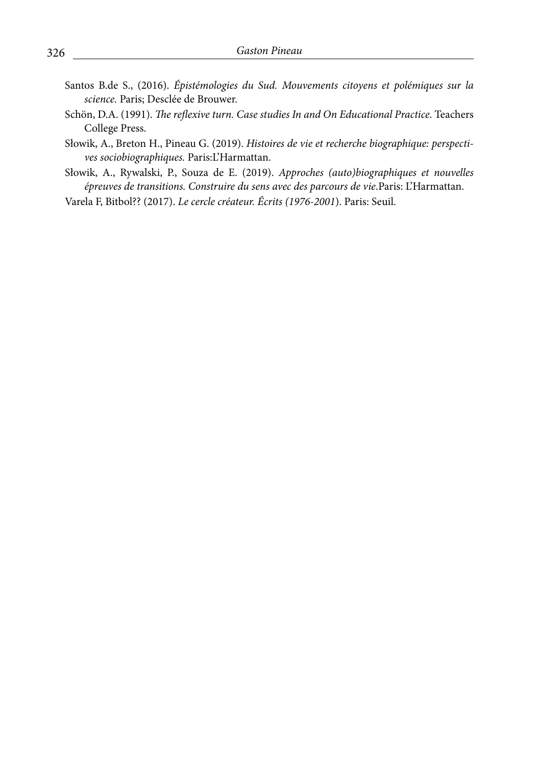Santos B.de S., (2016). *Épistémologies du Sud. Mouvements citoyens et polémiques sur la science.* Paris; Desclée de Brouwer.

Schön, D.A. (1991). *The reflexive turn. Case studies In and On Educational Practice*. Teachers College Press.

Słowik, A., Breton H., Pineau G. (2019). *Histoires de vie et recherche biographique: perspectives sociobiographiques.* Paris:L'Harmattan.

Słowik, A., Rywalski, P., Souza de E. (2019). *Approches (auto)biographiques et nouvelles épreuves de transitions. Construire du sens avec des parcours de vie.*Paris: L'Harmattan.

Varela F, Bitbol?? (2017). *Le cercle créateur. Écrits (1976-2001*). Paris: Seuil.